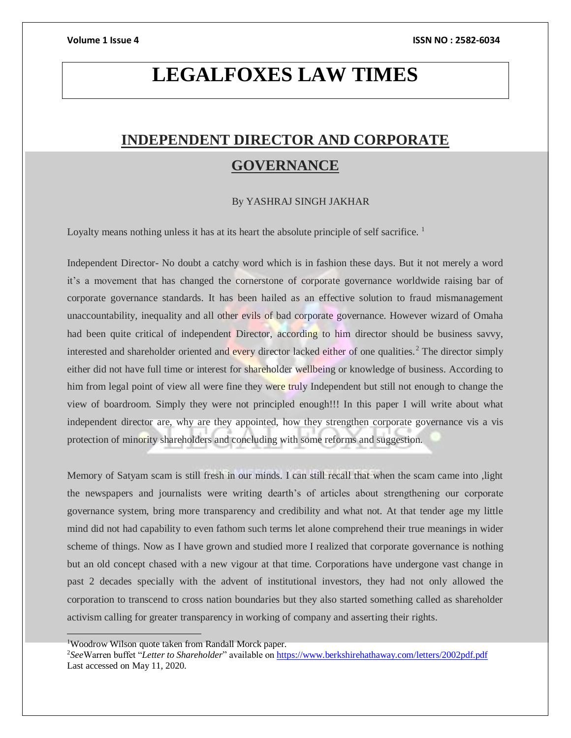# LEGALFOXES LAW TIMES

## INDEPENDENT DIRECTOR AND CORPORATE GOVERNANCE

By YASHRAJ SINGH JAKHAR

Loyalty means nothing unless it has at its heart the absolute principle of self sacrifice. [1]

Independent Director- No doubt a catchy word which is in fashion these days. But it not merely a word it's a movement that has changed the cornerstone of corporate governance worldwide raising bar of corporate governance standards. It has been hailed as an effective solution to fraud mismanagement unaccountability, inequality and all other evils of bad corporate governance. However wizard of Omaha had been quite critical of independent Director, according to him director should be business savvy, interested and shareholder oriented and every director lacked either of one qualities.[2] The director simply either did not have full time or interest for shareholder wellbeing or knowledge of business. According to him from legal point of view all were fine they were truly Independent but still not enough to change the view of boardroom. Simply they were not principled enough!!! In this paper I will write about what independent director are, why are they appointed, how they strengthen corporate governance vis a vis protection of minority shareholders and concluding with some reforms and suggestion.

Memory of Satyam scam is still fresh in our minds. I can still recall that when the scam came into ,light the newspapers and journalists were writing dearth's of articles about strengthening our corporate governance system, bring more transparency and credibility and what not. At that tender age my little mind did not had capability to even fathom such terms let alone comprehend their true meanings in wider scheme of things. Now as I have grown and studied more I realized that corporate governance is nothing but an old concept chased with a new vigour at that time. Corporations have undergone vast change in past 2 decades specially with the advent of institutional investors, they had not only allowed the corporation to transcend to cross nation boundaries but they also started something called as shareholder activism calling for greater transparency in working of company and asserting their rights.

---

[1] Woodrow Wilson quote taken from Randall Morck paper.

[2] *See* Warren buffet "*Letter to Shareholder*" available on https://www.berkshirehathaway.com/letters/2002pdf.pdf Last accessed on May 11, 2020.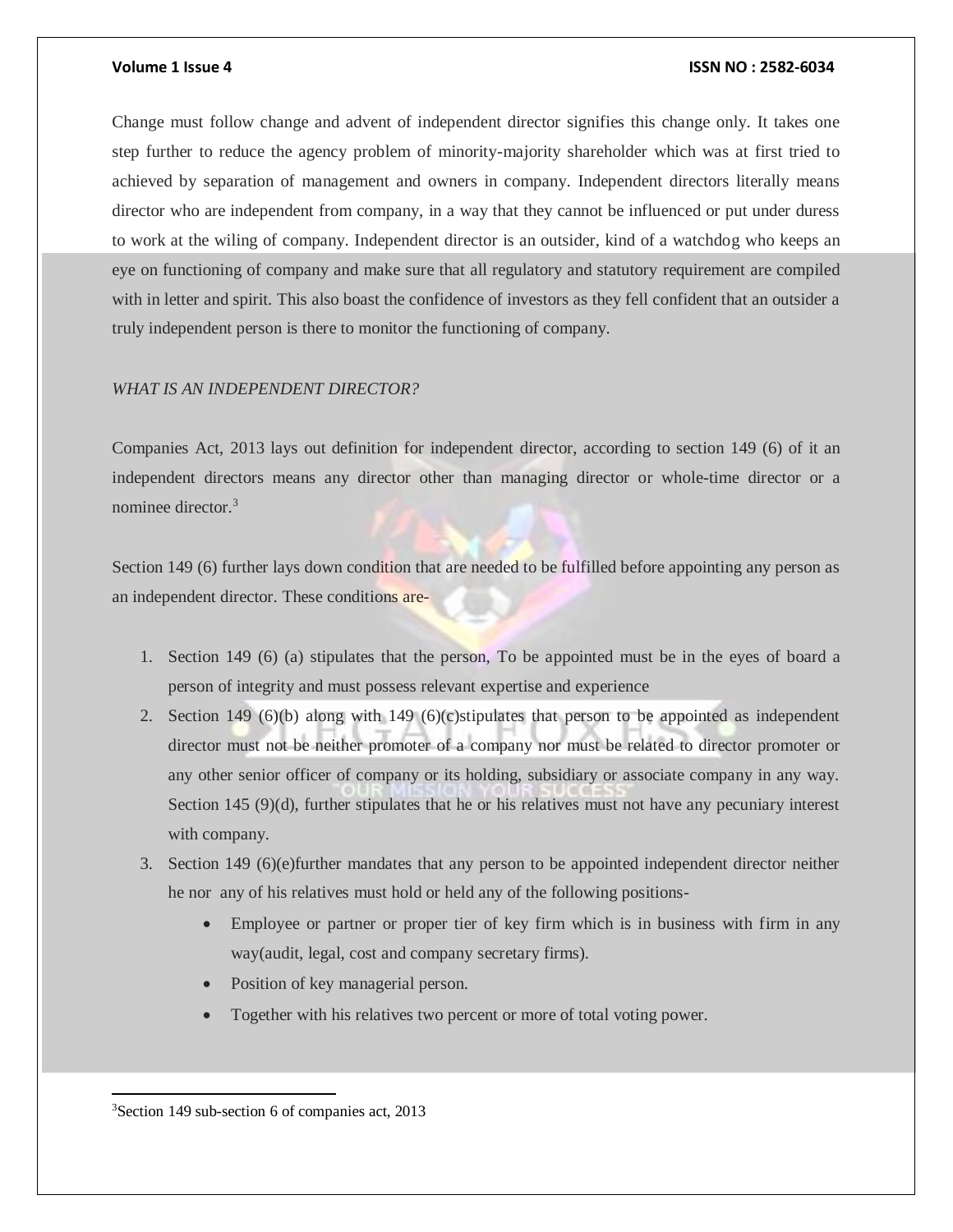Change must follow change and advent of independent director signifies this change only. It takes one step further to reduce the agency problem of minority-majority shareholder which was at first tried to achieved by separation of management and owners in company. Independent directors literally means director who are independent from company, in a way that they cannot be influenced or put under duress to work at the wiling of company. Independent director is an outsider, kind of a watchdog who keeps an eye on functioning of company and make sure that all regulatory and statutory requirement are compiled with in letter and spirit. This also boast the confidence of investors as they fell confident that an outsider a truly independent person is there to monitor the functioning of company.

*WHAT IS AN INDEPENDENT DIRECTOR?*

Companies Act, 2013 lays out definition for independent director, according to section 149 (6) of it an independent directors means any director other than managing director or whole-time director or a nominee director.[3]

Section 149 (6) further lays down condition that are needed to be fulfilled before appointing any person as an independent director. These conditions are-

1. Section 149 (6) (a) stipulates that the person, To be appointed must be in the eyes of board a person of integrity and must possess relevant expertise and experience
2. Section 149 (6)(b) along with 149 (6)(c)stipulates that person to be appointed as independent director must not be neither promoter of a company nor must be related to director promoter or any other senior officer of company or its holding, subsidiary or associate company in any way. Section 145 (9)(d), further stipulates that he or his relatives must not have any pecuniary interest with company.
3. Section 149 (6)(e)further mandates that any person to be appointed independent director neither he nor any of his relatives must hold or held any of the following positions-
    - Employee or partner or proper tier of key firm which is in business with firm in any way(audit, legal, cost and company secretary firms).
    - Position of key managerial person.
    - Together with his relatives two percent or more of total voting power.

[3]Section 149 sub-section 6 of companies act, 2013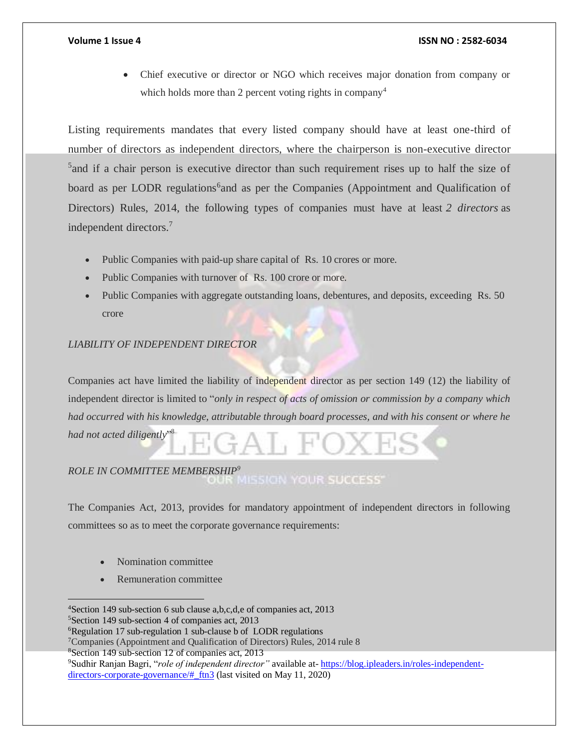- Chief executive or director or NGO which receives major donation from company or which holds more than 2 percent voting rights in company[4]

Listing requirements mandates that every listed company should have at least one-third of number of directors as independent directors, where the chairperson is non-executive director [5]and if a chair person is executive director than such requirement rises up to half the size of board as per LODR regulations[6]and as per the Companies (Appointment and Qualification of Directors) Rules, 2014, the following types of companies must have at least *2 directors* as independent directors.[7]

- Public Companies with paid-up share capital of Rs. 10 crores or more.
- Public Companies with turnover of Rs. 100 crore or more.
- Public Companies with aggregate outstanding loans, debentures, and deposits, exceeding Rs. 50 crore

*LIABILITY OF INDEPENDENT DIRECTOR*

Companies act have limited the liability of independent director as per section 149 (12) the liability of independent director is limited to "*only in respect of acts of omission or commission by a company which had occurred with his knowledge, attributable through board processes, and with his consent or where he had not acted diligently*"[8]

*ROLE IN COMMITTEE MEMBERSHIP*[9]

The Companies Act, 2013, provides for mandatory appointment of independent directors in following committees so as to meet the corporate governance requirements:

- Nomination committee
- Remuneration committee

---

[4]Section 149 sub-section 6 sub clause a,b,c,d,e of companies act, 2013

[5]Section 149 sub-section 4 of companies act, 2013

[6]Regulation 17 sub-regulation 1 sub-clause b of LODR regulations

[7]Companies (Appointment and Qualification of Directors) Rules, 2014 rule 8

[8]Section 149 sub-section 12 of companies act, 2013

[9]Sudhir Ranjan Bagri, "*role of independent director"* available at- https://blog.ipleaders.in/roles-independent-directors-corporate-governance/#_ftn3 (last visited on May 11, 2020)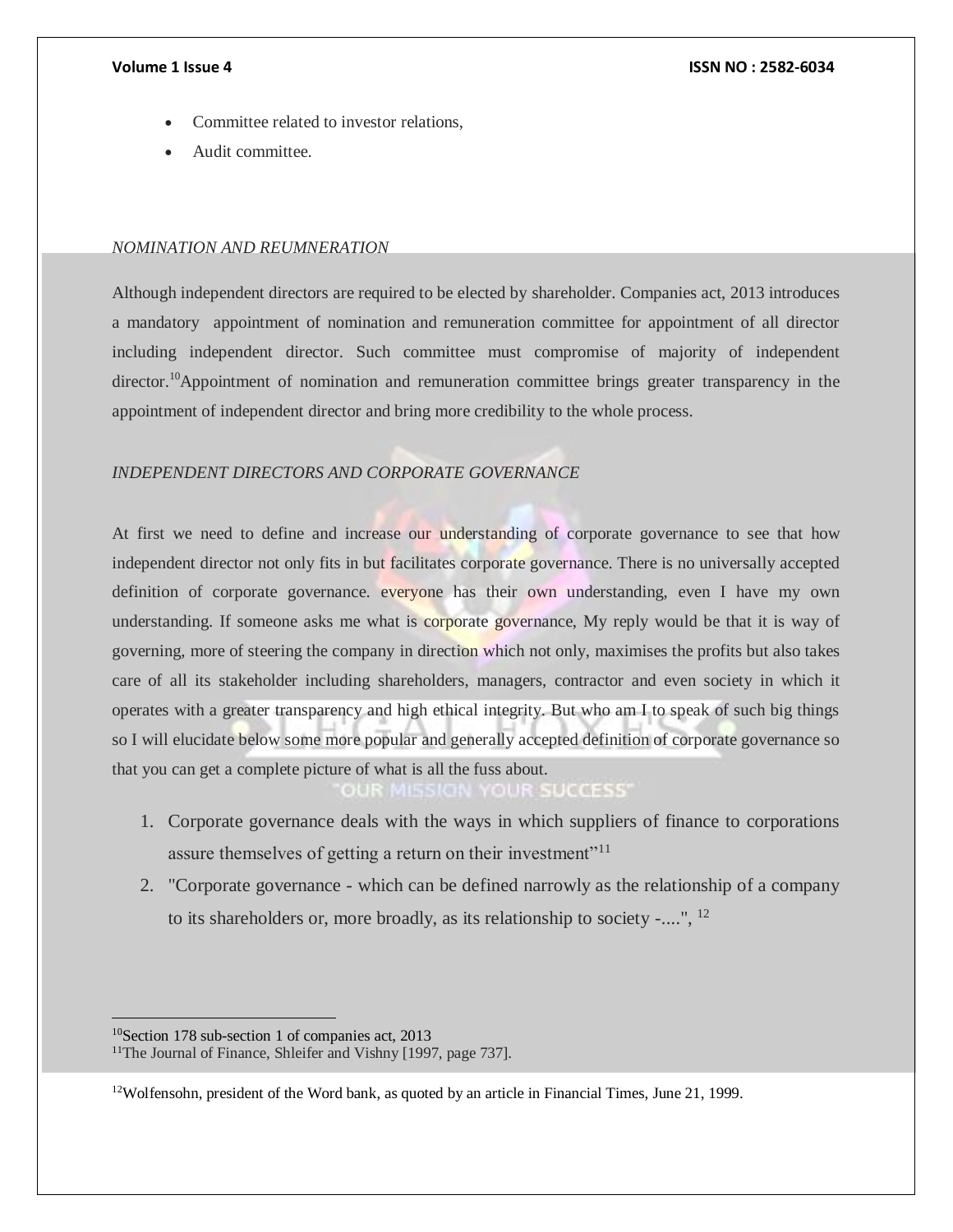- Committee related to investor relations,
- Audit committee.

*NOMINATION AND REUMNERATION*

Although independent directors are required to be elected by shareholder. Companies act, 2013 introduces a mandatory appointment of nomination and remuneration committee for appointment of all director including independent director. Such committee must compromise of majority of independent director.[10]Appointment of nomination and remuneration committee brings greater transparency in the appointment of independent director and bring more credibility to the whole process.

*INDEPENDENT DIRECTORS AND CORPORATE GOVERNANCE*

At first we need to define and increase our understanding of corporate governance to see that how independent director not only fits in but facilitates corporate governance. There is no universally accepted definition of corporate governance. everyone has their own understanding, even I have my own understanding. If someone asks me what is corporate governance, My reply would be that it is way of governing, more of steering the company in direction which not only, maximises the profits but also takes care of all its stakeholder including shareholders, managers, contractor and even society in which it operates with a greater transparency and high ethical integrity. But who am I to speak of such big things so I will elucidate below some more popular and generally accepted definition of corporate governance so that you can get a complete picture of what is all the fuss about.

1. Corporate governance deals with the ways in which suppliers of finance to corporations assure themselves of getting a return on their investment"[11]
2. "Corporate governance - which can be defined narrowly as the relationship of a company to its shareholders or, more broadly, as its relationship to society -....", [12]

---

[10]Section 178 sub-section 1 of companies act, 2013

[11]The Journal of Finance, Shleifer and Vishny [1997, page 737].

[12]Wolfensohn, president of the Word bank, as quoted by an article in Financial Times, June 21, 1999.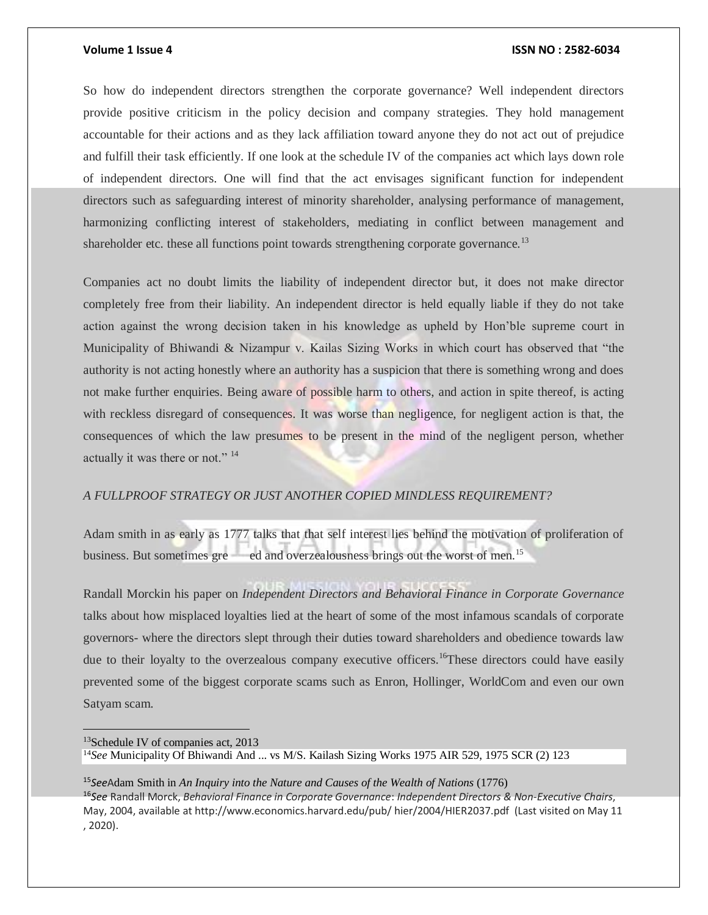So how do independent directors strengthen the corporate governance? Well independent directors provide positive criticism in the policy decision and company strategies. They hold management accountable for their actions and as they lack affiliation toward anyone they do not act out of prejudice and fulfill their task efficiently. If one look at the schedule IV of the companies act which lays down role of independent directors. One will find that the act envisages significant function for independent directors such as safeguarding interest of minority shareholder, analysing performance of management, harmonizing conflicting interest of stakeholders, mediating in conflict between management and shareholder etc. these all functions point towards strengthening corporate governance.[13]

Companies act no doubt limits the liability of independent director but, it does not make director completely free from their liability. An independent director is held equally liable if they do not take action against the wrong decision taken in his knowledge as upheld by Hon'ble supreme court in Municipality of Bhiwandi & Nizampur v. Kailas Sizing Works in which court has observed that "the authority is not acting honestly where an authority has a suspicion that there is something wrong and does not make further enquiries. Being aware of possible harm to others, and action in spite thereof, is acting with reckless disregard of consequences. It was worse than negligence, for negligent action is that, the consequences of which the law presumes to be present in the mind of the negligent person, whether actually it was there or not." [14]

*A FULLPROOF STRATEGY OR JUST ANOTHER COPIED MINDLESS REQUIREMENT?*

Adam smith in as early as 1777 talks that that self interest lies behind the motivation of proliferation of business. But sometimes gre ed and overzealousness brings out the worst of men.[15]

Randall Morckin his paper on *Independent Directors and Behavioral Finance in Corporate Governance* talks about how misplaced loyalties lied at the heart of some of the most infamous scandals of corporate governors- where the directors slept through their duties toward shareholders and obedience towards law due to their loyalty to the overzealous company executive officers.[16]These directors could have easily prevented some of the biggest corporate scams such as Enron, Hollinger, WorldCom and even our own Satyam scam.

---

[13]Schedule IV of companies act, 2013

[14]*See* Municipality Of Bhiwandi And ... vs M/S. Kailash Sizing Works 1975 AIR 529, 1975 SCR (2) 123

[15]*See*Adam Smith in *An Inquiry into the Nature and Causes of the Wealth of Nations* (1776)

[16]*See* Randall Morck, *Behavioral Finance in Corporate Governance*: *Independent Directors & Non-Executive Chairs*, May, 2004, available at http://www.economics.harvard.edu/pub/ hier/2004/HIER2037.pdf (Last visited on May 11 , 2020).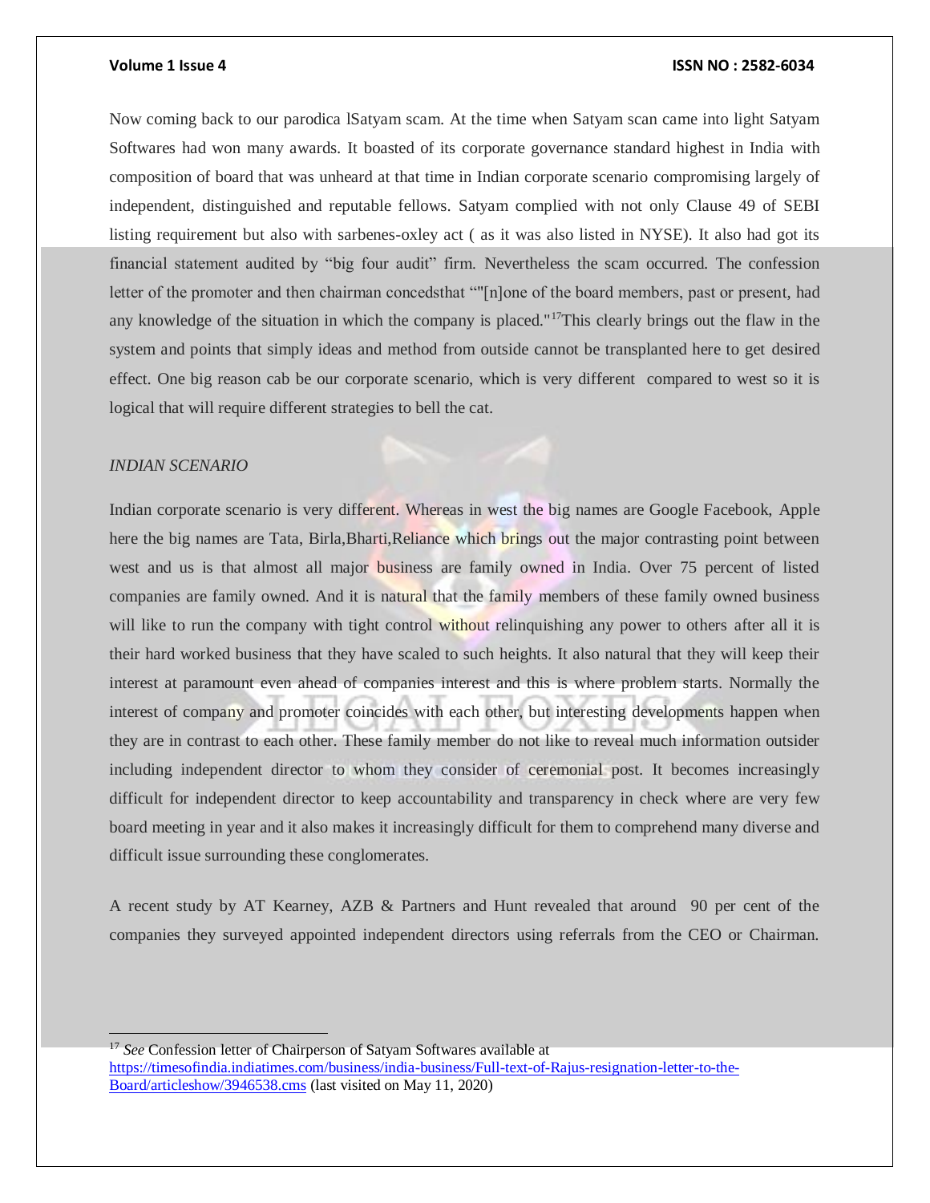Now coming back to our parodica lSatyam scam. At the time when Satyam scan came into light Satyam Softwares had won many awards. It boasted of its corporate governance standard highest in India with composition of board that was unheard at that time in Indian corporate scenario compromising largely of independent, distinguished and reputable fellows. Satyam complied with not only Clause 49 of SEBI listing requirement but also with sarbenes-oxley act ( as it was also listed in NYSE). It also had got its financial statement audited by "big four audit" firm. Nevertheless the scam occurred. The confession letter of the promoter and then chairman concedsthat ""[n]one of the board members, past or present, had any knowledge of the situation in which the company is placed."[17]This clearly brings out the flaw in the system and points that simply ideas and method from outside cannot be transplanted here to get desired effect. One big reason cab be our corporate scenario, which is very different compared to west so it is logical that will require different strategies to bell the cat.

*INDIAN SCENARIO*

Indian corporate scenario is very different. Whereas in west the big names are Google Facebook, Apple here the big names are Tata, Birla,Bharti,Reliance which brings out the major contrasting point between west and us is that almost all major business are family owned in India. Over 75 percent of listed companies are family owned. And it is natural that the family members of these family owned business will like to run the company with tight control without relinquishing any power to others after all it is their hard worked business that they have scaled to such heights. It also natural that they will keep their interest at paramount even ahead of companies interest and this is where problem starts. Normally the interest of company and promoter coincides with each other, but interesting developments happen when they are in contrast to each other. These family member do not like to reveal much information outsider including independent director to whom they consider of ceremonial post. It becomes increasingly difficult for independent director to keep accountability and transparency in check where are very few board meeting in year and it also makes it increasingly difficult for them to comprehend many diverse and difficult issue surrounding these conglomerates.

A recent study by AT Kearney, AZB & Partners and Hunt revealed that around 90 per cent of the companies they surveyed appointed independent directors using referrals from the CEO or Chairman.

---

[17] *See* Confession letter of Chairperson of Satyam Softwares available at https://timesofindia.indiatimes.com/business/india-business/Full-text-of-Rajus-resignation-letter-to-the-Board/articleshow/3946538.cms (last visited on May 11, 2020)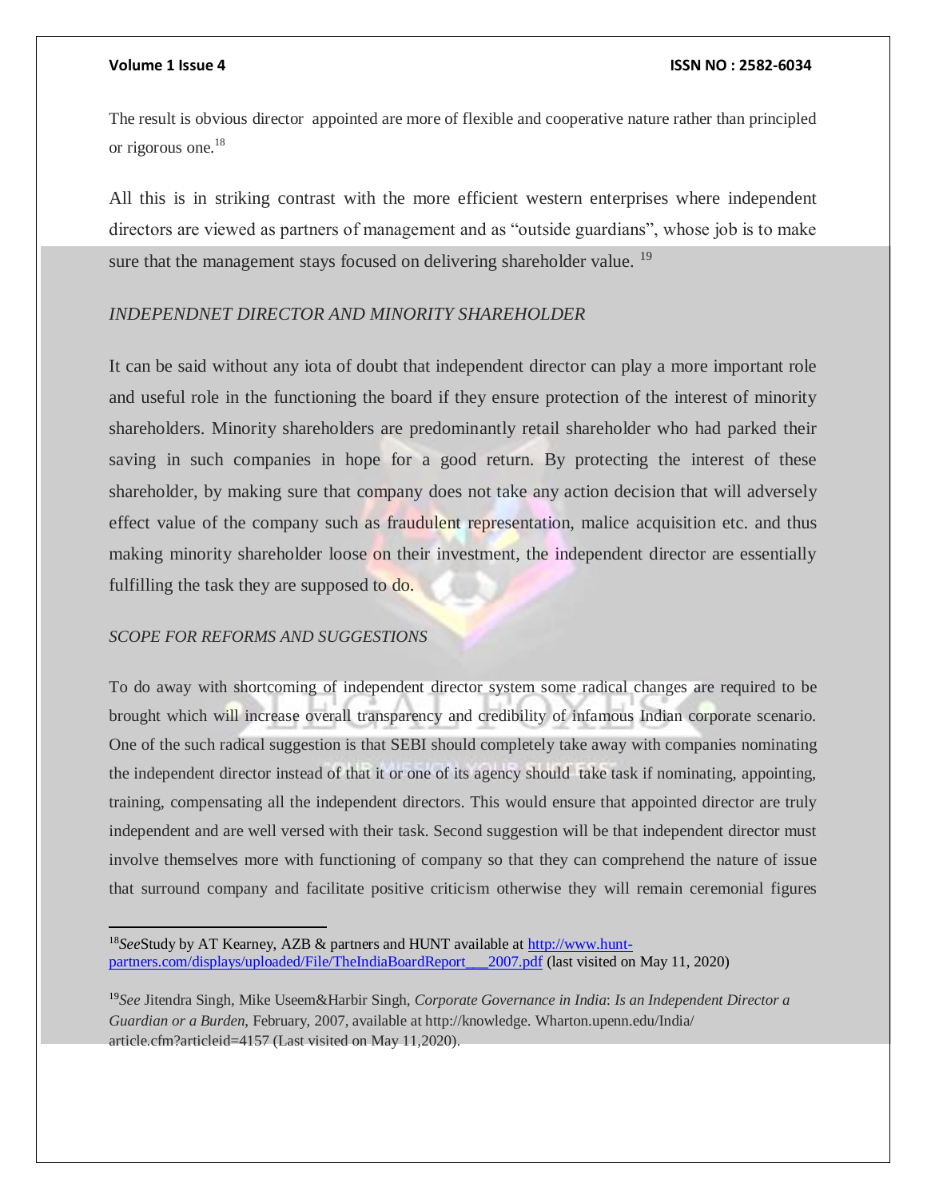The result is obvious director appointed are more of flexible and cooperative nature rather than principled or rigorous one.[18]

All this is in striking contrast with the more efficient western enterprises where independent directors are viewed as partners of management and as "outside guardians", whose job is to make sure that the management stays focused on delivering shareholder value. [19]

*INDEPENDNET DIRECTOR AND MINORITY SHAREHOLDER*

It can be said without any iota of doubt that independent director can play a more important role and useful role in the functioning the board if they ensure protection of the interest of minority shareholders. Minority shareholders are predominantly retail shareholder who had parked their saving in such companies in hope for a good return. By protecting the interest of these shareholder, by making sure that company does not take any action decision that will adversely effect value of the company such as fraudulent representation, malice acquisition etc. and thus making minority shareholder loose on their investment, the independent director are essentially fulfilling the task they are supposed to do.

*SCOPE FOR REFORMS AND SUGGESTIONS*

To do away with shortcoming of independent director system some radical changes are required to be brought which will increase overall transparency and credibility of infamous Indian corporate scenario. One of the such radical suggestion is that SEBI should completely take away with companies nominating the independent director instead of that it or one of its agency should take task if nominating, appointing, training, compensating all the independent directors. This would ensure that appointed director are truly independent and are well versed with their task. Second suggestion will be that independent director must involve themselves more with functioning of company so that they can comprehend the nature of issue that surround company and facilitate positive criticism otherwise they will remain ceremonial figures

---

[18] *See* Study by AT Kearney, AZB & partners and HUNT available at http://www.hunt-partners.com/displays/uploaded/File/TheIndiaBoardReport___2007.pdf (last visited on May 11, 2020)

[19] *See* Jitendra Singh, Mike Useem&Harbir Singh, *Corporate Governance in India*: *Is an Independent Director a Guardian or a Burden*, February, 2007, available at http://knowledge. Wharton.upenn.edu/India/ article.cfm?articleid=4157 (Last visited on May 11,2020).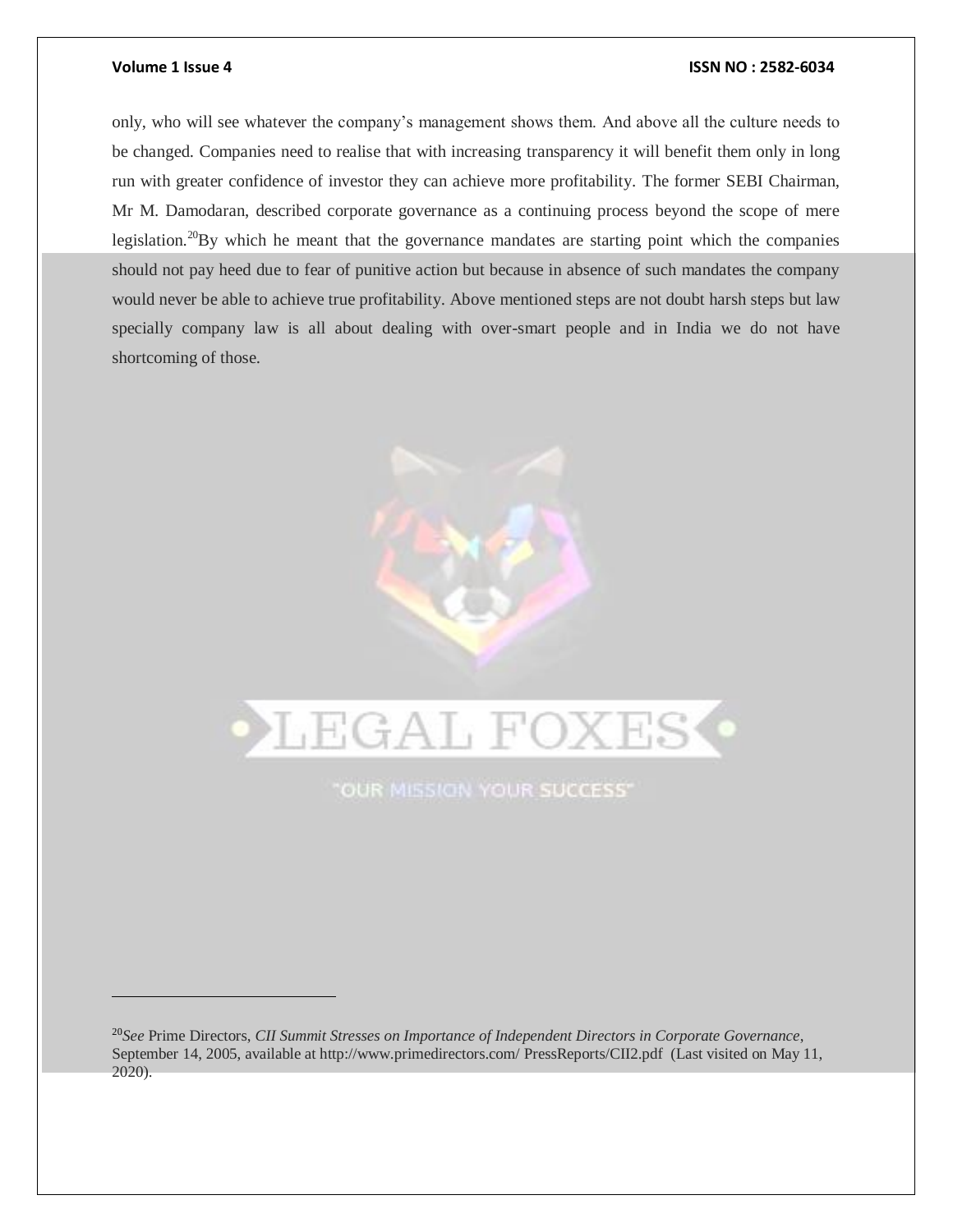only, who will see whatever the company's management shows them. And above all the culture needs to be changed. Companies need to realise that with increasing transparency it will benefit them only in long run with greater confidence of investor they can achieve more profitability. The former SEBI Chairman, Mr M. Damodaran, described corporate governance as a continuing process beyond the scope of mere legislation.[20]By which he meant that the governance mandates are starting point which the companies should not pay heed due to fear of punitive action but because in absence of such mandates the company would never be able to achieve true profitability. Above mentioned steps are not doubt harsh steps but law specially company law is all about dealing with over-smart people and in India we do not have shortcoming of those.

---

[20]*See* Prime Directors, *CII Summit Stresses on Importance of Independent Directors in Corporate Governance*, September 14, 2005, available at http://www.primedirectors.com/ PressReports/CII2.pdf (Last visited on May 11, 2020).